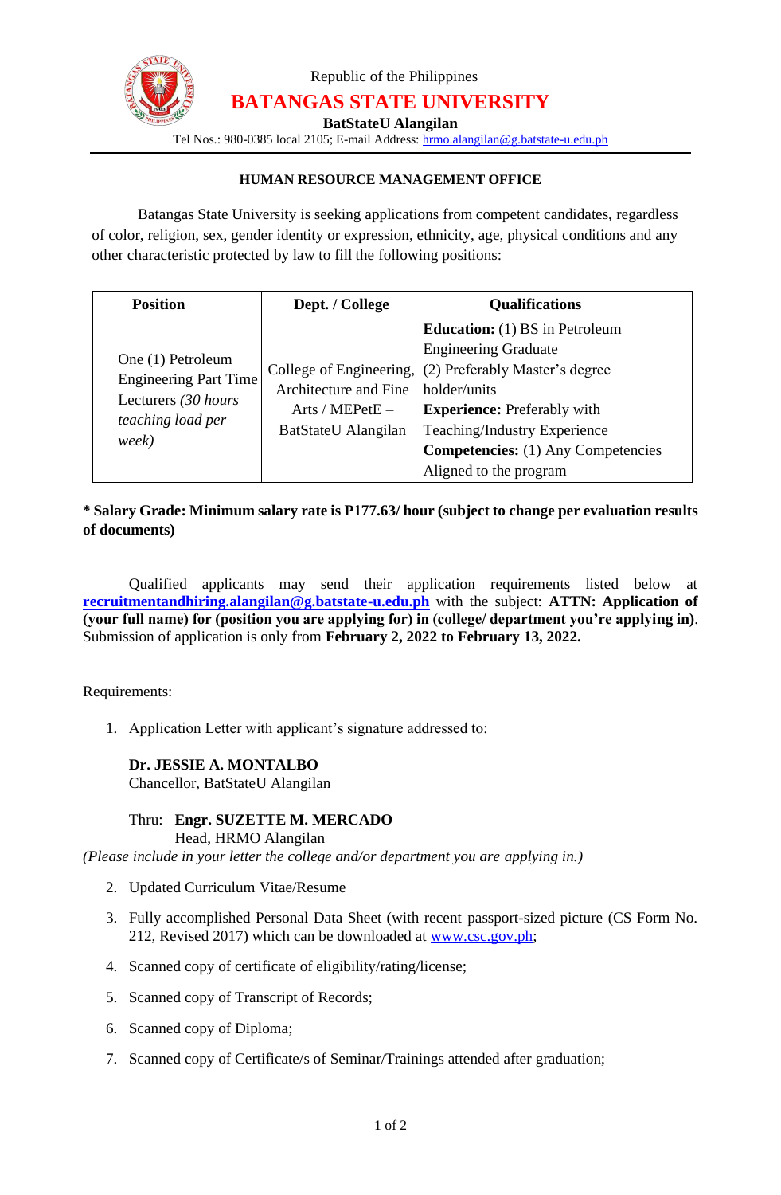Republic of the Philippines

# BATANGAS STATE UNIVERSITY

**BatStateU Alangilan**

Tel Nos.: 980-0385 local 2105; E-mail Address: hrmo.alangilan@g.batstate-u.edu.ph

## HUMAN RESOURCE MANAGEMENT OFFICE

Batangas State University is seeking applications from competent candidates, regardless of color, religion, sex, gender identity or expression, ethnicity, age, physical conditions and any other characteristic protected by law to fill the following positions:

| Position | Dept. / College | Qualifications |
|---|---|---|
| One (1) Petroleum Engineering Part Time Lecturers *(30 hours teaching load per week)* | College of Engineering, Architecture and Fine Arts / MEPetE – BatStateU Alangilan | **Education:** (1) BS in Petroleum Engineering Graduate (2) Preferably Master's degree holder/units **Experience:** Preferably with Teaching/Industry Experience **Competencies:** (1) Any Competencies Aligned to the program |

**\* Salary Grade: Minimum salary rate is P177.63/ hour (subject to change per evaluation results of documents)**

Qualified applicants may send their application requirements listed below at **recruitmentandhiring.alangilan@g.batstate-u.edu.ph** with the subject: **ATTN: Application of (your full name) for (position you are applying for) in (college/ department you're applying in)**. Submission of application is only from **February 2, 2022 to February 13, 2022.**

Requirements:

1. Application Letter with applicant's signature addressed to:

   **Dr. JESSIE A. MONTALBO**
   Chancellor, BatStateU Alangilan

   Thru: **Engr. SUZETTE M. MERCADO**
   Head, HRMO Alangilan

*(Please include in your letter the college and/or department you are applying in.)*

2. Updated Curriculum Vitae/Resume
3. Fully accomplished Personal Data Sheet (with recent passport-sized picture (CS Form No. 212, Revised 2017) which can be downloaded at www.csc.gov.ph;
4. Scanned copy of certificate of eligibility/rating/license;
5. Scanned copy of Transcript of Records;
6. Scanned copy of Diploma;
7. Scanned copy of Certificate/s of Seminar/Trainings attended after graduation;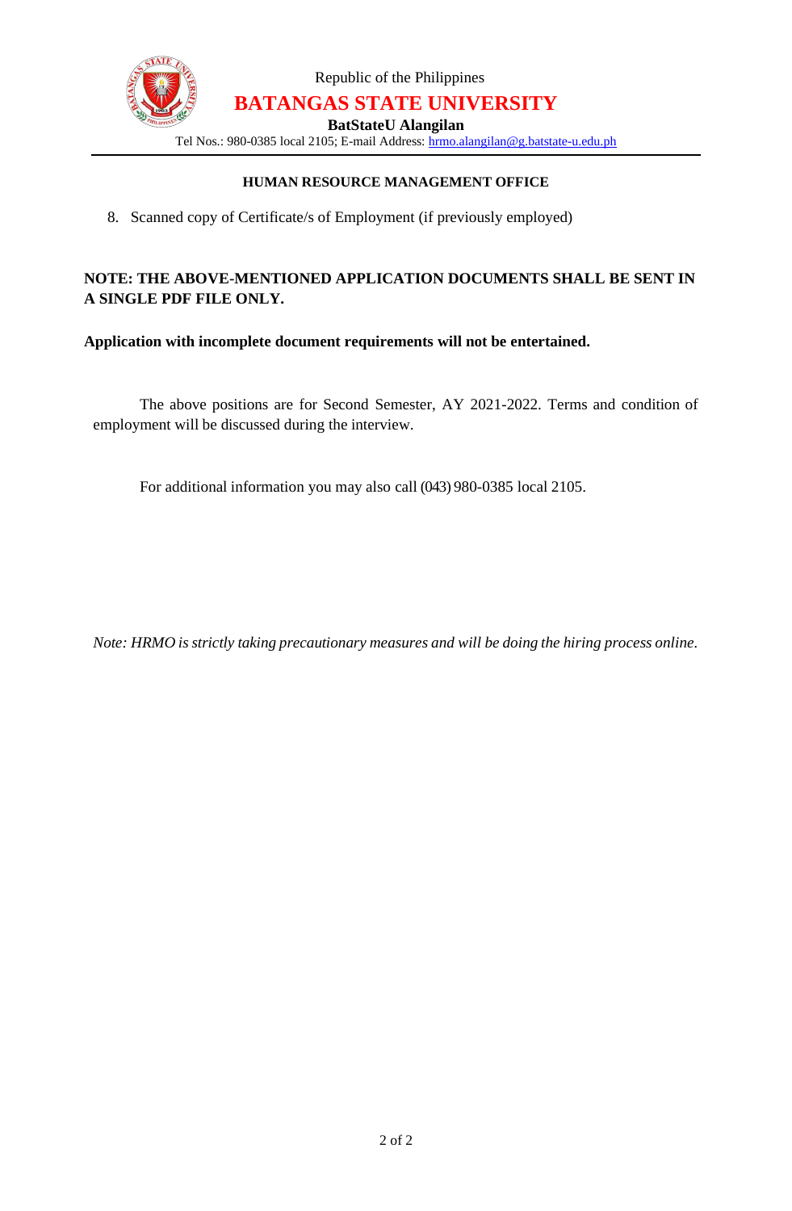8. Scanned copy of Certificate/s of Employment (if previously employed)

**NOTE: THE ABOVE-MENTIONED APPLICATION DOCUMENTS SHALL BE SENT IN A SINGLE PDF FILE ONLY.**

**Application with incomplete document requirements will not be entertained.**

The above positions are for Second Semester, AY 2021-2022. Terms and condition of employment will be discussed during the interview.

For additional information you may also call (043) 980-0385 local 2105.

*Note: HRMO is strictly taking precautionary measures and will be doing the hiring process online.*